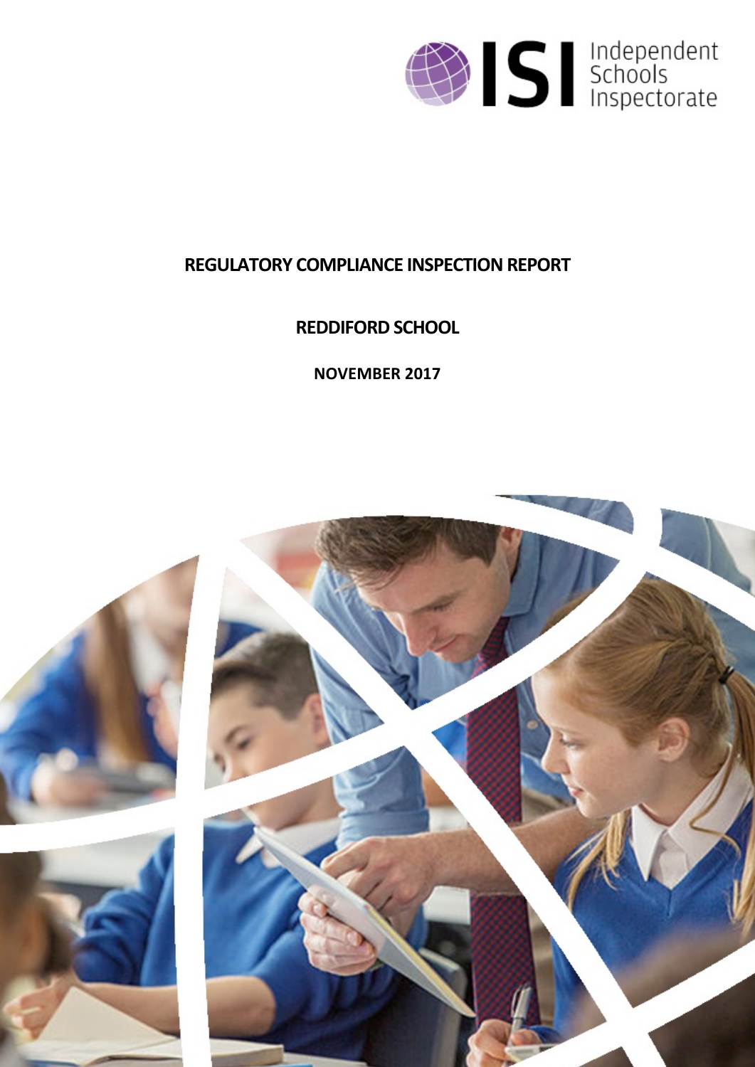ISI Independent Schools Inspectorate

# REGULATORY COMPLIANCE INSPECTION REPORT

## REDDIFORD SCHOOL

### NOVEMBER 2017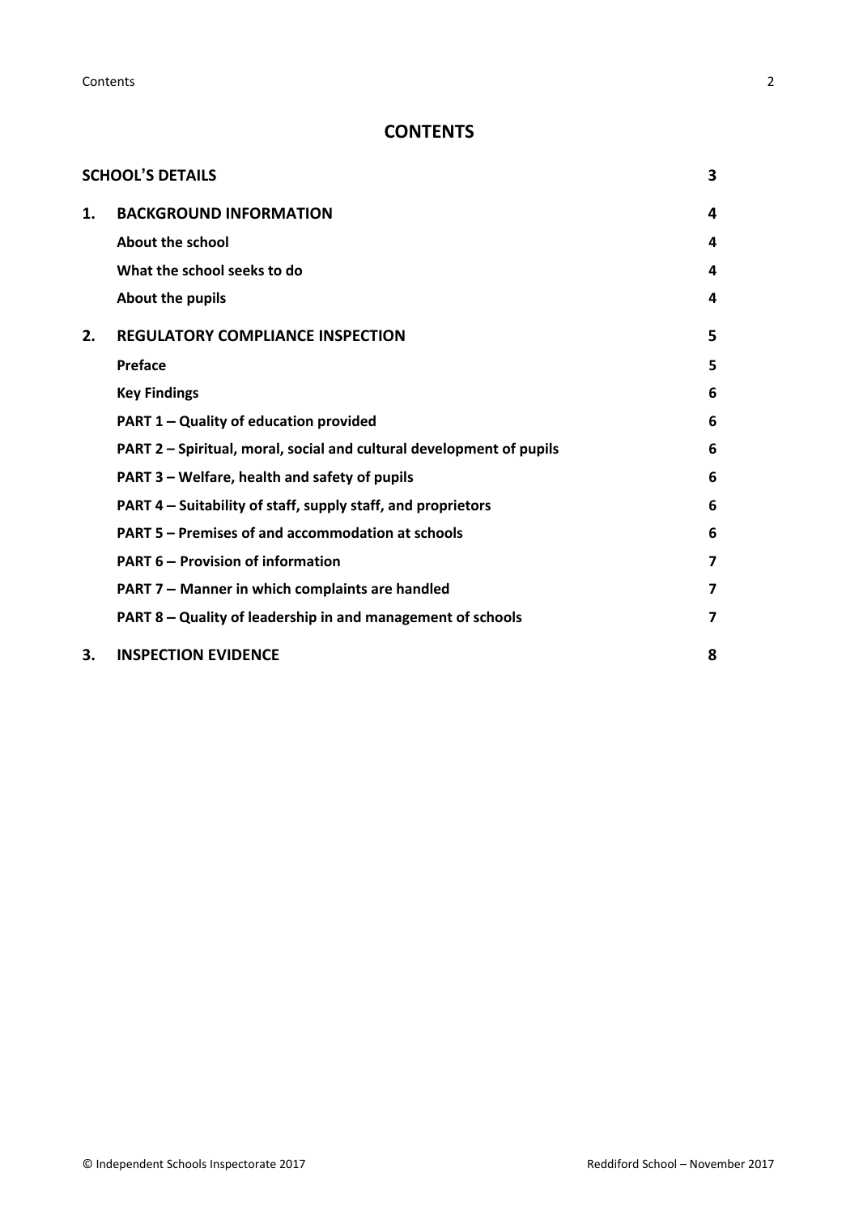# CONTENTS

| | | |
|---|---|---|
| **SCHOOL'S DETAILS** | | **3** |
| **1.** | **BACKGROUND INFORMATION** | **4** |
| | **About the school** | **4** |
| | **What the school seeks to do** | **4** |
| | **About the pupils** | **4** |
| **2.** | **REGULATORY COMPLIANCE INSPECTION** | **5** |
| | **Preface** | **5** |
| | **Key Findings** | **6** |
| | **PART 1 – Quality of education provided** | **6** |
| | **PART 2 – Spiritual, moral, social and cultural development of pupils** | **6** |
| | **PART 3 – Welfare, health and safety of pupils** | **6** |
| | **PART 4 – Suitability of staff, supply staff, and proprietors** | **6** |
| | **PART 5 – Premises of and accommodation at schools** | **6** |
| | **PART 6 – Provision of information** | **7** |
| | **PART 7 – Manner in which complaints are handled** | **7** |
| | **PART 8 – Quality of leadership in and management of schools** | **7** |
| **3.** | **INSPECTION EVIDENCE** | **8** |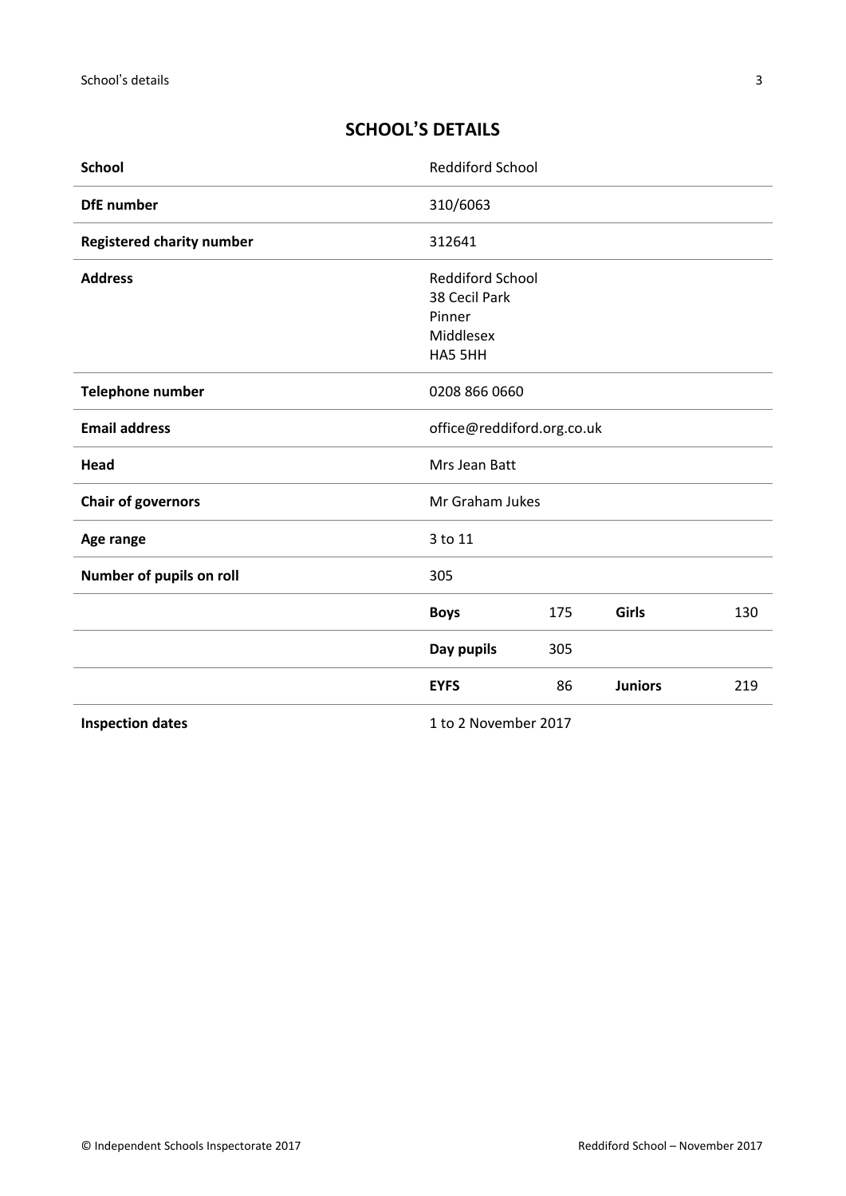## SCHOOL'S DETAILS

| | | | | |
|---|---|---|---|---|
| **School** | Reddiford School | | | |
| **DfE number** | 310/6063 | | | |
| **Registered charity number** | 312641 | | | |
| **Address** | Reddiford School<br>38 Cecil Park<br>Pinner<br>Middlesex<br>HA5 5HH | | | |
| **Telephone number** | 0208 866 0660 | | | |
| **Email address** | office@reddiford.org.co.uk | | | |
| **Head** | Mrs Jean Batt | | | |
| **Chair of governors** | Mr Graham Jukes | | | |
| **Age range** | 3 to 11 | | | |
| **Number of pupils on roll** | 305 | | | |
| | **Boys** | 175 | **Girls** | 130 |
| | **Day pupils** | 305 | | |
| | **EYFS** | 86 | **Juniors** | 219 |
| **Inspection dates** | 1 to 2 November 2017 | | | |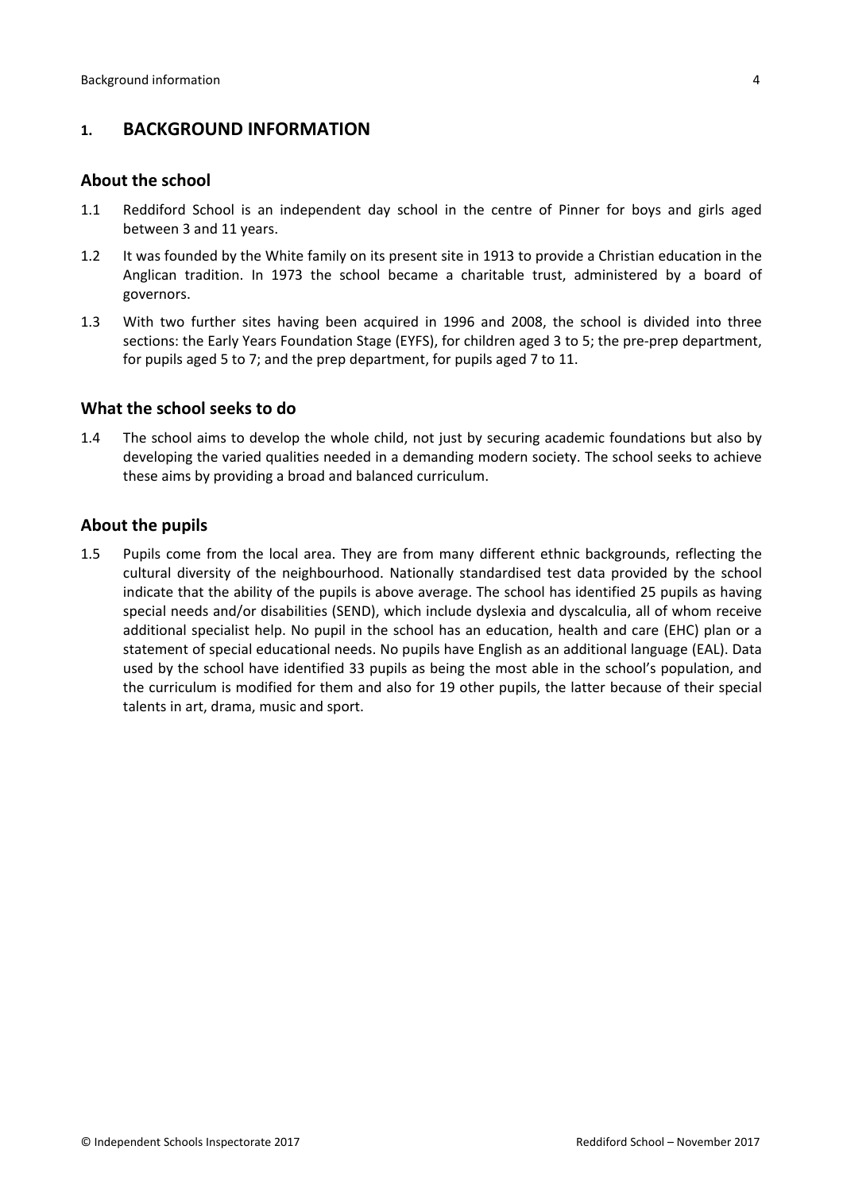## 1. BACKGROUND INFORMATION

### About the school

1.1 Reddiford School is an independent day school in the centre of Pinner for boys and girls aged between 3 and 11 years.

1.2 It was founded by the White family on its present site in 1913 to provide a Christian education in the Anglican tradition. In 1973 the school became a charitable trust, administered by a board of governors.

1.3 With two further sites having been acquired in 1996 and 2008, the school is divided into three sections: the Early Years Foundation Stage (EYFS), for children aged 3 to 5; the pre-prep department, for pupils aged 5 to 7; and the prep department, for pupils aged 7 to 11.

### What the school seeks to do

1.4 The school aims to develop the whole child, not just by securing academic foundations but also by developing the varied qualities needed in a demanding modern society. The school seeks to achieve these aims by providing a broad and balanced curriculum.

### About the pupils

1.5 Pupils come from the local area. They are from many different ethnic backgrounds, reflecting the cultural diversity of the neighbourhood. Nationally standardised test data provided by the school indicate that the ability of the pupils is above average. The school has identified 25 pupils as having special needs and/or disabilities (SEND), which include dyslexia and dyscalculia, all of whom receive additional specialist help. No pupil in the school has an education, health and care (EHC) plan or a statement of special educational needs. No pupils have English as an additional language (EAL). Data used by the school have identified 33 pupils as being the most able in the school's population, and the curriculum is modified for them and also for 19 other pupils, the latter because of their special talents in art, drama, music and sport.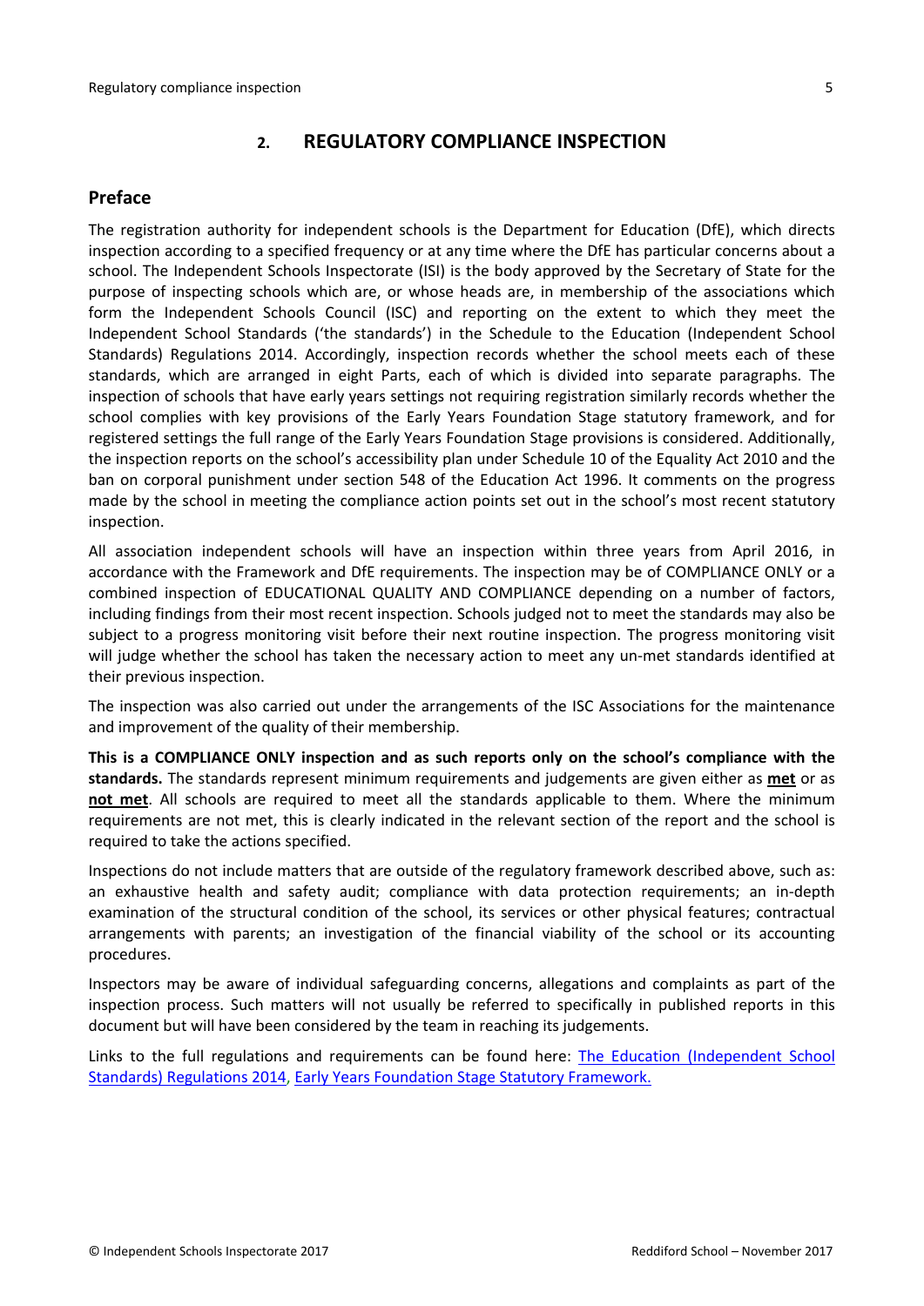## 2. REGULATORY COMPLIANCE INSPECTION

### Preface

The registration authority for independent schools is the Department for Education (DfE), which directs inspection according to a specified frequency or at any time where the DfE has particular concerns about a school. The Independent Schools Inspectorate (ISI) is the body approved by the Secretary of State for the purpose of inspecting schools which are, or whose heads are, in membership of the associations which form the Independent Schools Council (ISC) and reporting on the extent to which they meet the Independent School Standards ('the standards') in the Schedule to the Education (Independent School Standards) Regulations 2014. Accordingly, inspection records whether the school meets each of these standards, which are arranged in eight Parts, each of which is divided into separate paragraphs. The inspection of schools that have early years settings not requiring registration similarly records whether the school complies with key provisions of the Early Years Foundation Stage statutory framework, and for registered settings the full range of the Early Years Foundation Stage provisions is considered. Additionally, the inspection reports on the school's accessibility plan under Schedule 10 of the Equality Act 2010 and the ban on corporal punishment under section 548 of the Education Act 1996. It comments on the progress made by the school in meeting the compliance action points set out in the school's most recent statutory inspection.

All association independent schools will have an inspection within three years from April 2016, in accordance with the Framework and DfE requirements. The inspection may be of COMPLIANCE ONLY or a combined inspection of EDUCATIONAL QUALITY AND COMPLIANCE depending on a number of factors, including findings from their most recent inspection. Schools judged not to meet the standards may also be subject to a progress monitoring visit before their next routine inspection. The progress monitoring visit will judge whether the school has taken the necessary action to meet any un-met standards identified at their previous inspection.

The inspection was also carried out under the arrangements of the ISC Associations for the maintenance and improvement of the quality of their membership.

**This is a COMPLIANCE ONLY inspection and as such reports only on the school's compliance with the standards.** The standards represent minimum requirements and judgements are given either as **met** or as **not met**. All schools are required to meet all the standards applicable to them. Where the minimum requirements are not met, this is clearly indicated in the relevant section of the report and the school is required to take the actions specified.

Inspections do not include matters that are outside of the regulatory framework described above, such as: an exhaustive health and safety audit; compliance with data protection requirements; an in-depth examination of the structural condition of the school, its services or other physical features; contractual arrangements with parents; an investigation of the financial viability of the school or its accounting procedures.

Inspectors may be aware of individual safeguarding concerns, allegations and complaints as part of the inspection process. Such matters will not usually be referred to specifically in published reports in this document but will have been considered by the team in reaching its judgements.

Links to the full regulations and requirements can be found here: The Education (Independent School Standards) Regulations 2014, Early Years Foundation Stage Statutory Framework.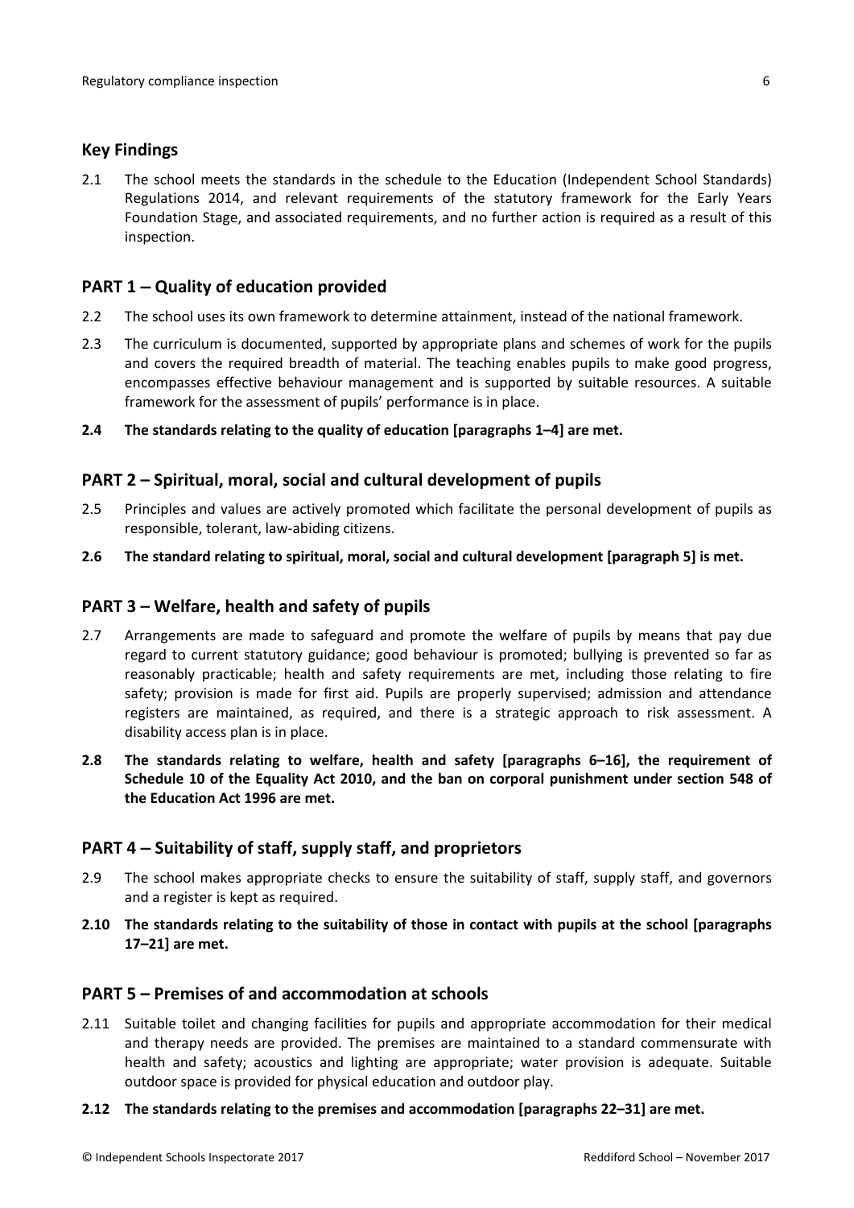## Key Findings

2.1 The school meets the standards in the schedule to the Education (Independent School Standards) Regulations 2014, and relevant requirements of the statutory framework for the Early Years Foundation Stage, and associated requirements, and no further action is required as a result of this inspection.

## PART 1 – Quality of education provided

2.2 The school uses its own framework to determine attainment, instead of the national framework.

2.3 The curriculum is documented, supported by appropriate plans and schemes of work for the pupils and covers the required breadth of material. The teaching enables pupils to make good progress, encompasses effective behaviour management and is supported by suitable resources. A suitable framework for the assessment of pupils' performance is in place.

**2.4 The standards relating to the quality of education [paragraphs 1–4] are met.**

## PART 2 – Spiritual, moral, social and cultural development of pupils

2.5 Principles and values are actively promoted which facilitate the personal development of pupils as responsible, tolerant, law-abiding citizens.

**2.6 The standard relating to spiritual, moral, social and cultural development [paragraph 5] is met.**

## PART 3 – Welfare, health and safety of pupils

2.7 Arrangements are made to safeguard and promote the welfare of pupils by means that pay due regard to current statutory guidance; good behaviour is promoted; bullying is prevented so far as reasonably practicable; health and safety requirements are met, including those relating to fire safety; provision is made for first aid. Pupils are properly supervised; admission and attendance registers are maintained, as required, and there is a strategic approach to risk assessment. A disability access plan is in place.

**2.8 The standards relating to welfare, health and safety [paragraphs 6–16], the requirement of Schedule 10 of the Equality Act 2010, and the ban on corporal punishment under section 548 of the Education Act 1996 are met.**

## PART 4 – Suitability of staff, supply staff, and proprietors

2.9 The school makes appropriate checks to ensure the suitability of staff, supply staff, and governors and a register is kept as required.

**2.10 The standards relating to the suitability of those in contact with pupils at the school [paragraphs 17–21] are met.**

## PART 5 – Premises of and accommodation at schools

2.11 Suitable toilet and changing facilities for pupils and appropriate accommodation for their medical and therapy needs are provided. The premises are maintained to a standard commensurate with health and safety; acoustics and lighting are appropriate; water provision is adequate. Suitable outdoor space is provided for physical education and outdoor play.

**2.12 The standards relating to the premises and accommodation [paragraphs 22–31] are met.**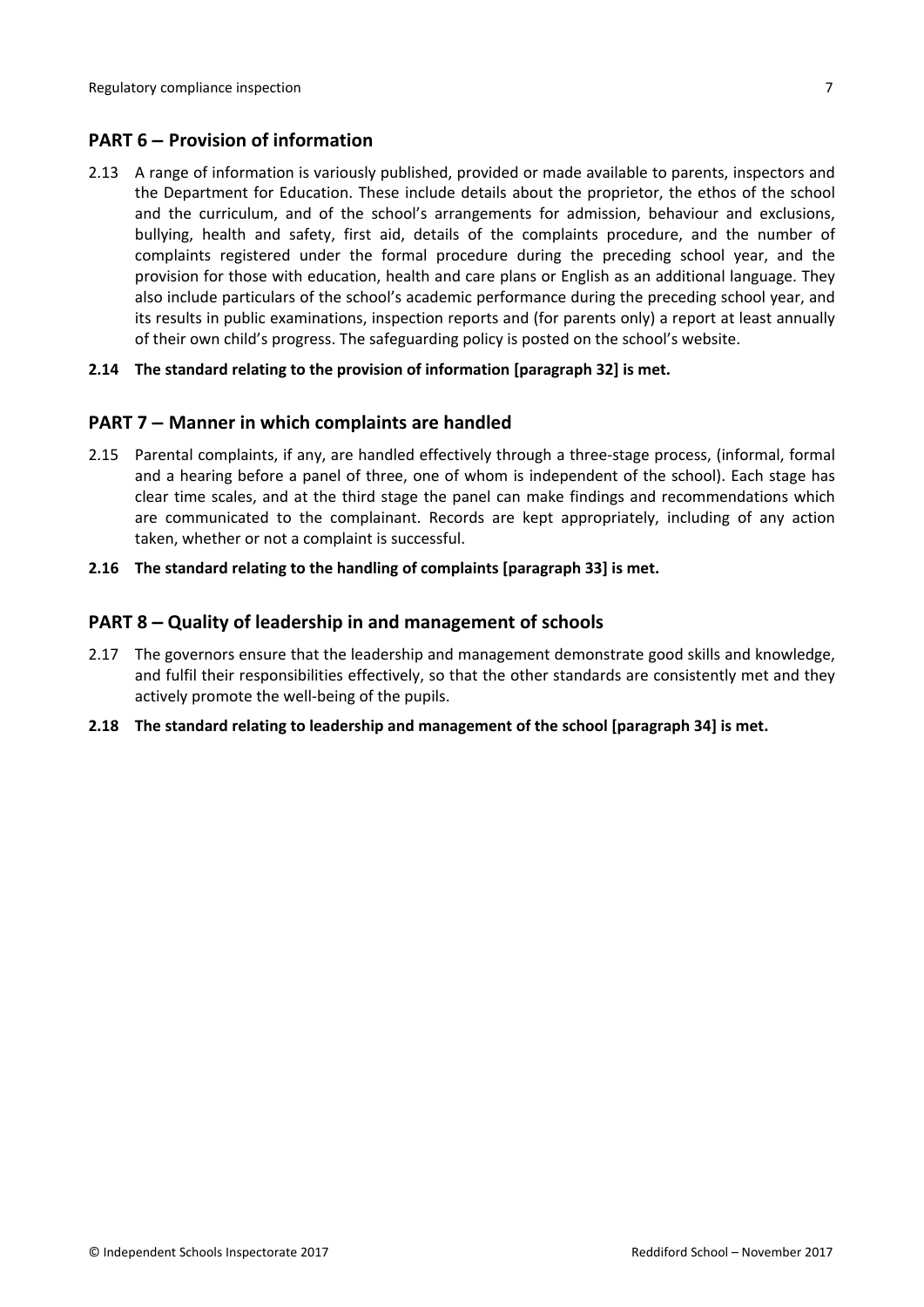## PART 6 – Provision of information

2.13 A range of information is variously published, provided or made available to parents, inspectors and the Department for Education. These include details about the proprietor, the ethos of the school and the curriculum, and of the school's arrangements for admission, behaviour and exclusions, bullying, health and safety, first aid, details of the complaints procedure, and the number of complaints registered under the formal procedure during the preceding school year, and the provision for those with education, health and care plans or English as an additional language. They also include particulars of the school's academic performance during the preceding school year, and its results in public examinations, inspection reports and (for parents only) a report at least annually of their own child's progress. The safeguarding policy is posted on the school's website.

**2.14 The standard relating to the provision of information [paragraph 32] is met.**

## PART 7 – Manner in which complaints are handled

2.15 Parental complaints, if any, are handled effectively through a three-stage process, (informal, formal and a hearing before a panel of three, one of whom is independent of the school). Each stage has clear time scales, and at the third stage the panel can make findings and recommendations which are communicated to the complainant. Records are kept appropriately, including of any action taken, whether or not a complaint is successful.

**2.16 The standard relating to the handling of complaints [paragraph 33] is met.**

## PART 8 – Quality of leadership in and management of schools

2.17 The governors ensure that the leadership and management demonstrate good skills and knowledge, and fulfil their responsibilities effectively, so that the other standards are consistently met and they actively promote the well-being of the pupils.

**2.18 The standard relating to leadership and management of the school [paragraph 34] is met.**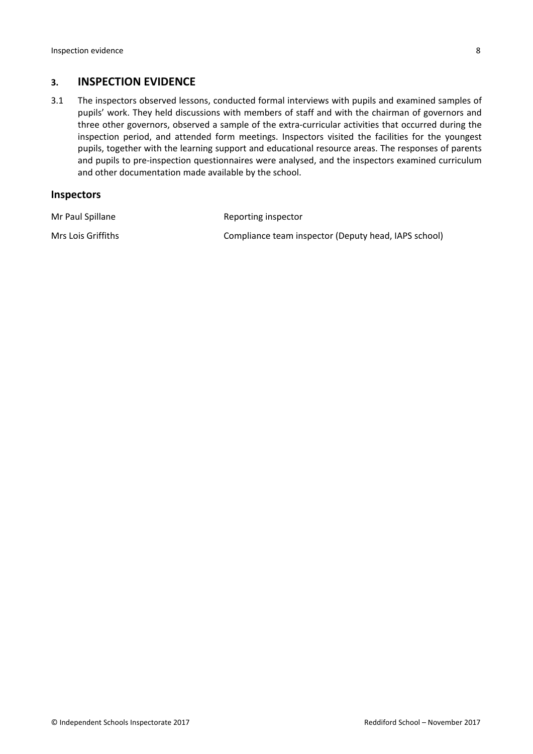## 3. INSPECTION EVIDENCE

3.1 The inspectors observed lessons, conducted formal interviews with pupils and examined samples of pupils' work. They held discussions with members of staff and with the chairman of governors and three other governors, observed a sample of the extra-curricular activities that occurred during the inspection period, and attended form meetings. Inspectors visited the facilities for the youngest pupils, together with the learning support and educational resource areas. The responses of parents and pupils to pre-inspection questionnaires were analysed, and the inspectors examined curriculum and other documentation made available by the school.

### Inspectors

| | |
|---|---|
| Mr Paul Spillane | Reporting inspector |
| Mrs Lois Griffiths | Compliance team inspector (Deputy head, IAPS school) |